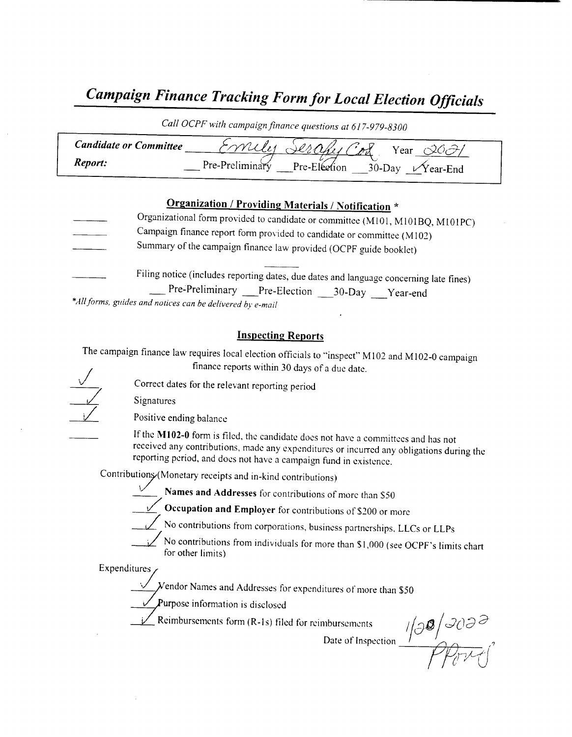# *Campaign Finance Tracking Form for Local Election Officials*

*Call OCPF with campaign finance questions at 617-979-8300*

**Candidate or Committee** Emily Serafy Cox Year 2021

**Report:** ___ Pre-Preliminary ___ Pre-Election ___ 30-Day ✓ Year-End

## Organization / Providing Materials / Notification *

- ___ Organizational form provided to candidate or committee (M101, M101BQ, M101PC)
- ___ Campaign finance report form provided to candidate or committee (M102)
- ___ Summary of the campaign finance law provided (OCPF guide booklet)

- ___ Filing notice (includes reporting dates, due dates and language concerning late fines)
  ___ Pre-Preliminary ___ Pre-Election ___ 30-Day ___ Year-end

*\*All forms, guides and notices can be delivered by e-mail*

## Inspecting Reports

The campaign finance law requires local election officials to "inspect" M102 and M102-0 campaign finance reports within 30 days of a due date.

- ✓ Correct dates for the relevant reporting period
- ✓ Signatures
- ✓ Positive ending balance
- ___ If the **M102-0** form is filed, the candidate does not have a committees and has not received any contributions, made any expenditures or incurred any obligations during the reporting period, and does not have a campaign fund in existence.

Contributions (Monetary receipts and in-kind contributions)

- ✓ **Names and Addresses** for contributions of more than $50
- ✓ **Occupation and Employer** for contributions of $200 or more
- ✓ No contributions from corporations, business partnerships, LLCs or LLPs
- ✓ No contributions from individuals for more than $1,000 (see OCPF's limits chart for other limits)

Expenditures

- ✓ Vendor Names and Addresses for expenditures of more than $50
- ✓ Purpose information is disclosed
- ✓ Reimbursements form (R-1s) filed for reimbursements

Date of Inspection 1/28/2022

PPonig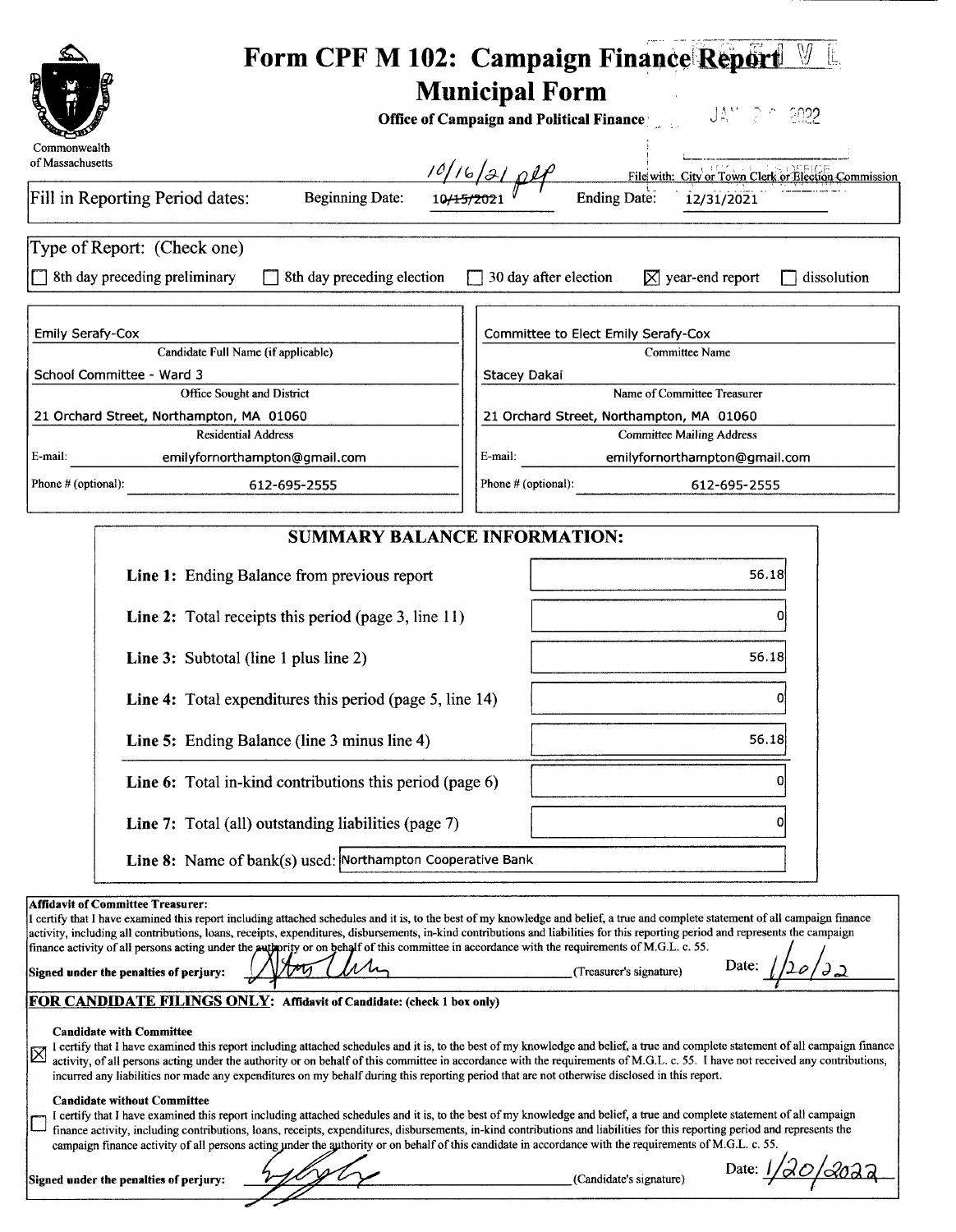# Form CPF M 102: Campaign Finance Report

## Municipal Form

**Office of Campaign and Political Finance**

Commonwealth of Massachusetts

JAN 2 0 2022

File with: City or Town Clerk or Election Commission

Fill in Reporting Period dates: Beginning Date: ~~10/15/2021~~ 10/16/21 plp Ending Date: 12/31/2021

Type of Report: (Check one)

☐ 8th day preceding preliminary ☐ 8th day preceding election ☐ 30 day after election ☒ year-end report ☐ dissolution

| | |
|---|---|
| Emily Serafy-Cox | Committee to Elect Emily Serafy-Cox |
| Candidate Full Name (if applicable) | Committee Name |
| School Committee - Ward 3 | Stacey Dakai |
| Office Sought and District | Name of Committee Treasurer |
| 21 Orchard Street, Northampton, MA 01060 | 21 Orchard Street, Northampton, MA 01060 |
| Residential Address | Committee Mailing Address |
| E-mail: emilyfornorthampton@gmail.com | E-mail: emilyfornorthampton@gmail.com |
| Phone # (optional): 612-695-2555 | Phone # (optional): 612-695-2555 |

## SUMMARY BALANCE INFORMATION:

| | |
|---|---|
| **Line 1:** Ending Balance from previous report | 56.18 |
| **Line 2:** Total receipts this period (page 3, line 11) | 0 |
| **Line 3:** Subtotal (line 1 plus line 2) | 56.18 |
| **Line 4:** Total expenditures this period (page 5, line 14) | 0 |
| **Line 5:** Ending Balance (line 3 minus line 4) | 56.18 |
| **Line 6:** Total in-kind contributions this period (page 6) | 0 |
| **Line 7:** Total (all) outstanding liabilities (page 7) | 0 |
| **Line 8:** Name of bank(s) used: | Northampton Cooperative Bank |

**Affidavit of Committee Treasurer:**
I certify that I have examined this report including attached schedules and it is, to the best of my knowledge and belief, a true and complete statement of all campaign finance activity, including all contributions, loans, receipts, expenditures, disbursements, in-kind contributions and liabilities for this reporting period and represents the campaign finance activity of all persons acting under the authority or on behalf of this committee in accordance with the requirements of M.G.L. c. 55.

**Signed under the penalties of perjury:** [signature] (Treasurer's signature) Date: 1/20/22

**FOR CANDIDATE FILINGS ONLY: Affidavit of Candidate: (check 1 box only)**

**Candidate with Committee**

☒ I certify that I have examined this report including attached schedules and it is, to the best of my knowledge and belief, a true and complete statement of all campaign finance activity, of all persons acting under the authority or on behalf of this committee in accordance with the requirements of M.G.L. c. 55. I have not received any contributions, incurred any liabilities nor made any expenditures on my behalf during this reporting period that are not otherwise disclosed in this report.

**Candidate without Committee**

☐ I certify that I have examined this report including attached schedules and it is, to the best of my knowledge and belief, a true and complete statement of all campaign finance activity, including contributions, loans, receipts, expenditures, disbursements, in-kind contributions and liabilities for this reporting period and represents the campaign finance activity of all persons acting under the authority or on behalf of this candidate in accordance with the requirements of M.G.L. c. 55.

**Signed under the penalties of perjury:** [signature] (Candidate's signature) Date: 1/20/2022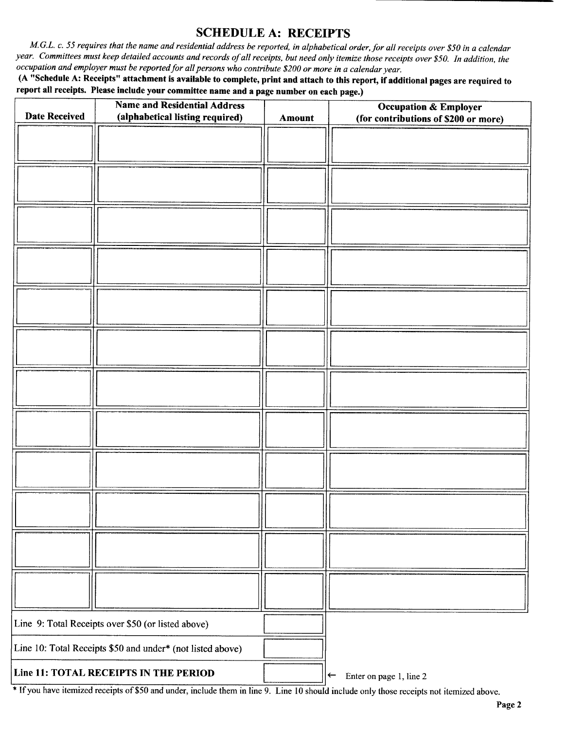## SCHEDULE A: RECEIPTS

*M.G.L. c. 55 requires that the name and residential address be reported, in alphabetical order, for all receipts over $50 in a calendar year. Committees must keep detailed accounts and records of all receipts, but need only itemize those receipts over $50. In addition, the occupation and employer must be reported for all persons who contribute $200 or more in a calendar year.*

**(A "Schedule A: Receipts" attachment is available to complete, print and attach to this report, if additional pages are required to report all receipts. Please include your committee name and a page number on each page.)**

| Date Received | Name and Residential Address (alphabetical listing required) | Amount | Occupation & Employer (for contributions of $200 or more) |
|---|---|---|---|
| | | | |
| | | | |
| | | | |
| | | | |
| | | | |
| | | | |
| | | | |
| | | | |
| | | | |
| | | | |
| | | | |
| | | | |
| Line 9: Total Receipts over $50 (or listed above) | | | |
| Line 10: Total Receipts $50 and under* (not listed above) | | | |
| **Line 11: TOTAL RECEIPTS IN THE PERIOD** | | | ← Enter on page 1, line 2 |

* If you have itemized receipts of $50 and under, include them in line 9. Line 10 should include only those receipts not itemized above.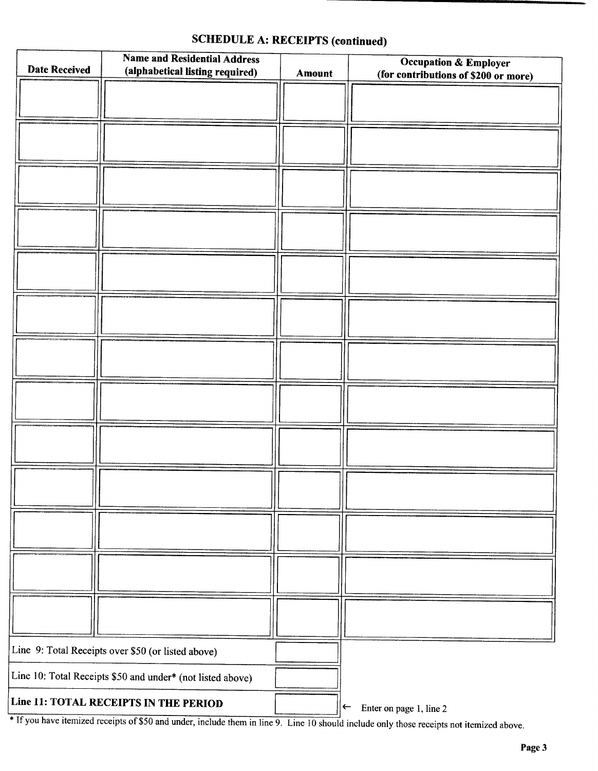## SCHEDULE A: RECEIPTS (continued)

| Date Received | Name and Residential Address (alphabetical listing required) | Amount | Occupation & Employer (for contributions of $200 or more) |
|---|---|---|---|
| | | | |
| | | | |
| | | | |
| | | | |
| | | | |
| | | | |
| | | | |
| | | | |
| | | | |
| | | | |
| | | | |
| | | | |
| | | | |

| | |
|---|---|
| Line 9: Total Receipts over $50 (or listed above) | |
| Line 10: Total Receipts $50 and under* (not listed above) | |
| **Line 11: TOTAL RECEIPTS IN THE PERIOD** | ← Enter on page 1, line 2 |

* If you have itemized receipts of $50 and under, include them in line 9. Line 10 should include only those receipts not itemized above.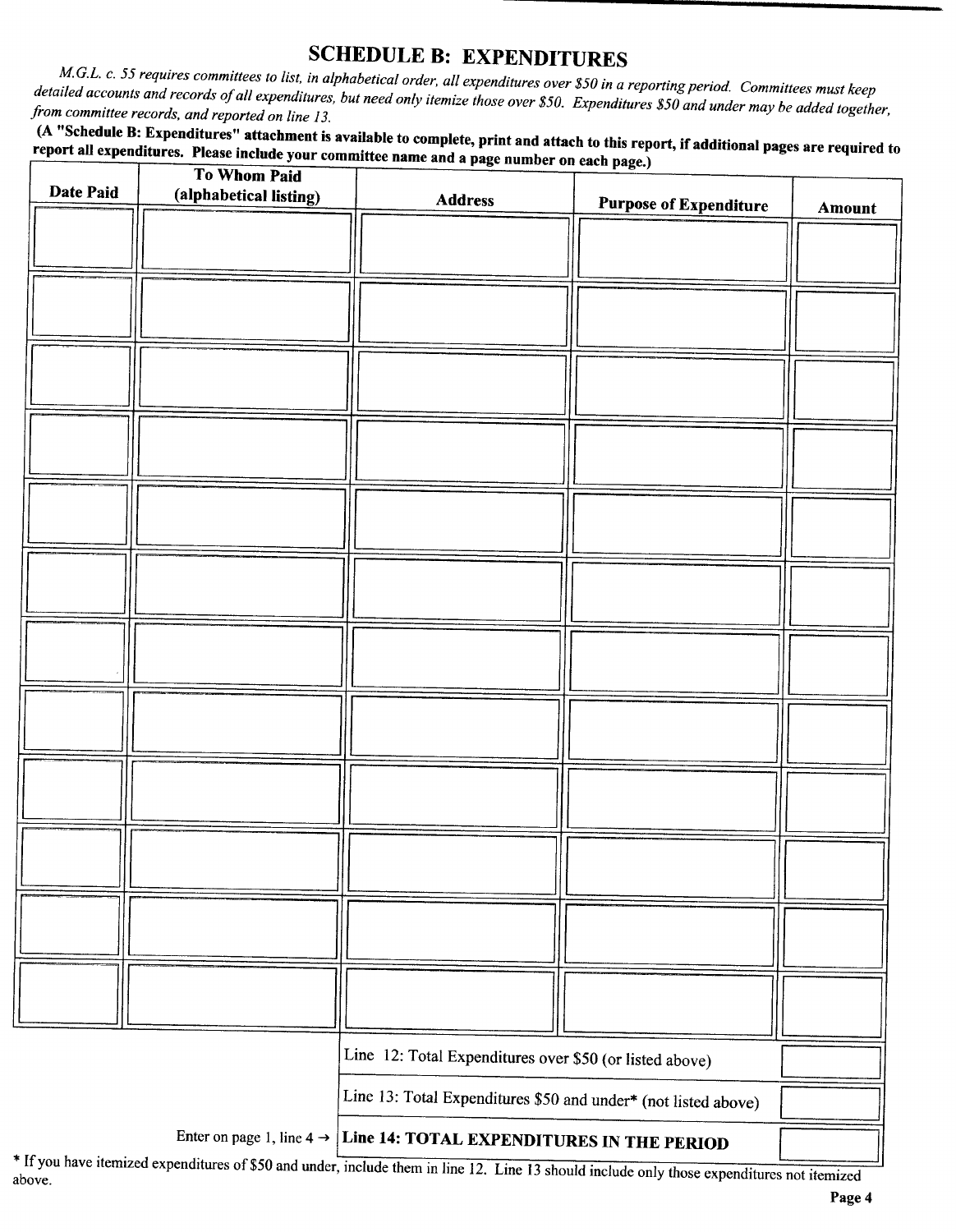## SCHEDULE B: EXPENDITURES

*M.G.L. c. 55 requires committees to list, in alphabetical order, all expenditures over $50 in a reporting period. Committees must keep detailed accounts and records of all expenditures, but need only itemize those over $50. Expenditures $50 and under may be added together, from committee records, and reported on line 13.*

**(A "Schedule B: Expenditures" attachment is available to complete, print and attach to this report, if additional pages are required to report all expenditures. Please include your committee name and a page number on each page.)**

| Date Paid | To Whom Paid (alphabetical listing) | Address | Purpose of Expenditure | Amount |
|---|---|---|---|---|
| | | | | |
| | | | | |
| | | | | |
| | | | | |
| | | | | |
| | | | | |
| | | | | |
| | | | | |
| | | | | |
| | | | | |
| | | | | |
| | | | | |

| | |
|---|---|
| Line 12: Total Expenditures over $50 (or listed above) | |
| Line 13: Total Expenditures $50 and under* (not listed above) | |
| Enter on page 1, line 4 → **Line 14: TOTAL EXPENDITURES IN THE PERIOD** | |

* If you have itemized expenditures of $50 and under, include them in line 12. Line 13 should include only those expenditures not itemized above.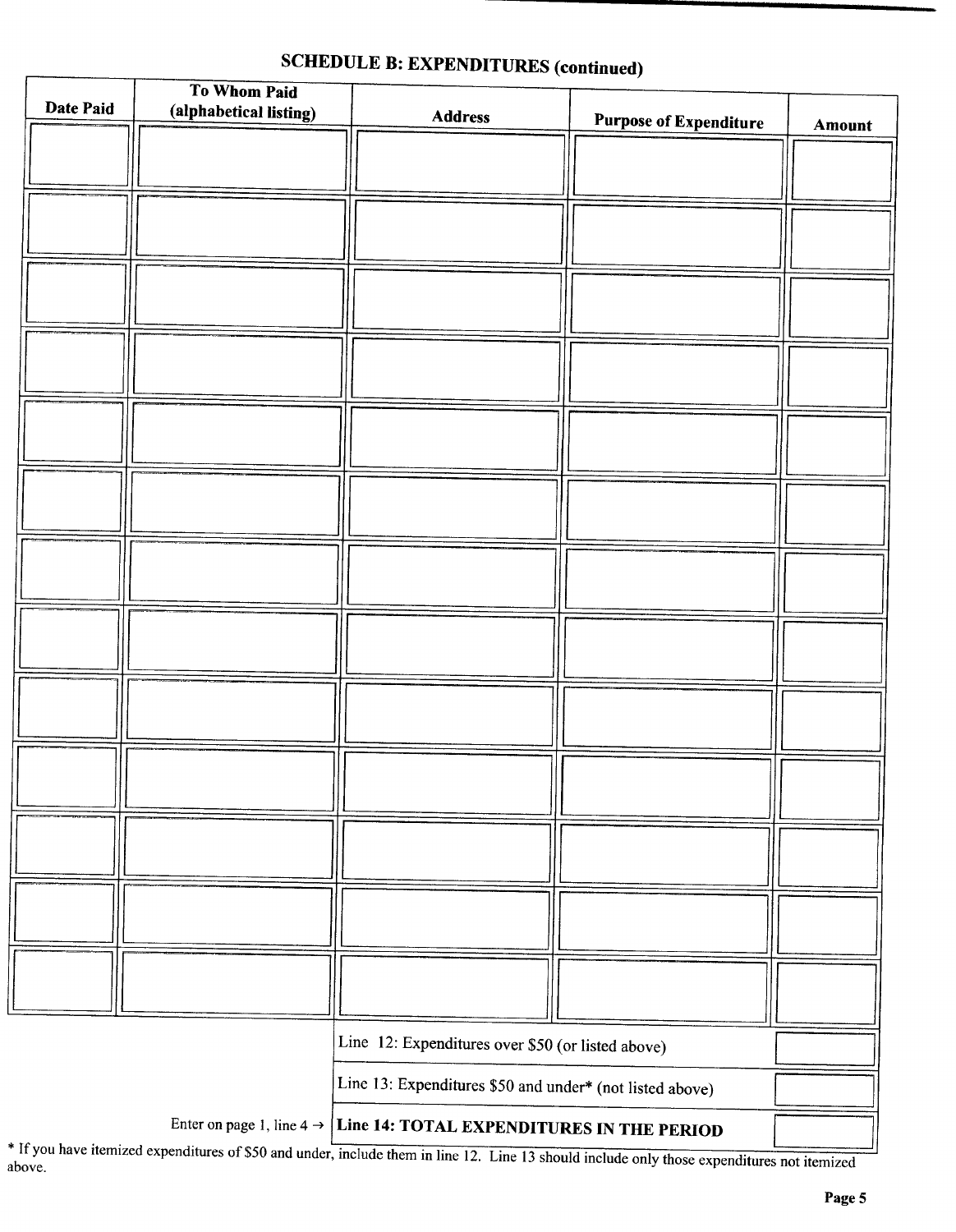## SCHEDULE B: EXPENDITURES (continued)

| Date Paid | To Whom Paid (alphabetical listing) | Address | Purpose of Expenditure | Amount |
|---|---|---|---|---|
| | | | | |
| | | | | |
| | | | | |
| | | | | |
| | | | | |
| | | | | |
| | | | | |
| | | | | |
| | | | | |
| | | | | |
| | | | | |
| | | | | |
| | | | | |

| | |
|---|---|
| Line 12: Expenditures over $50 (or listed above) | |
| Line 13: Expenditures $50 and under* (not listed above) | |
| Enter on page 1, line 4 → **Line 14: TOTAL EXPENDITURES IN THE PERIOD** | |

* If you have itemized expenditures of $50 and under, include them in line 12. Line 13 should include only those expenditures not itemized above.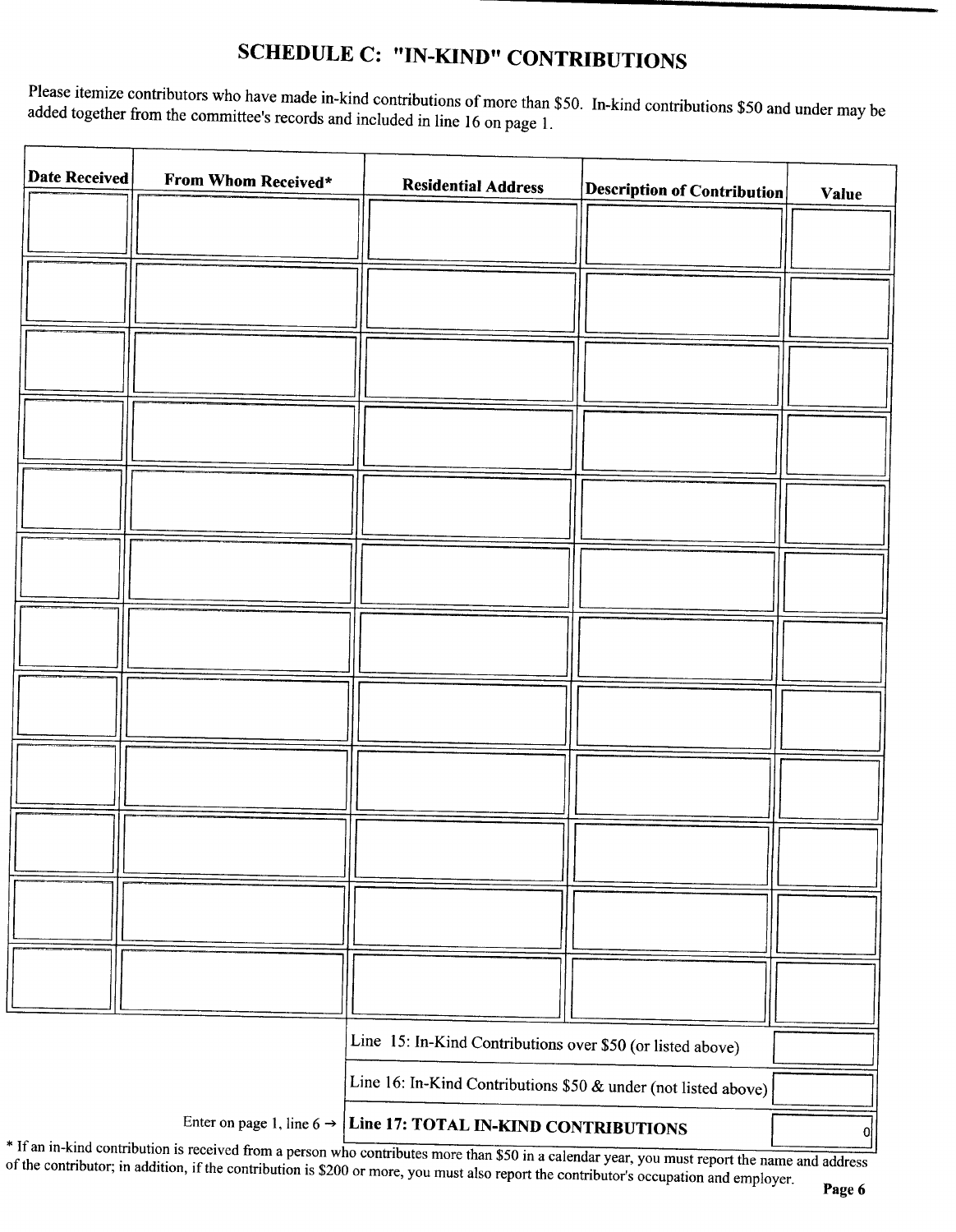# SCHEDULE C: "IN-KIND" CONTRIBUTIONS

Please itemize contributors who have made in-kind contributions of more than $50. In-kind contributions $50 and under may be added together from the committee's records and included in line 16 on page 1.

| Date Received | From Whom Received* | Residential Address | Description of Contribution | Value |
|---|---|---|---|---|
| | | | | |
| | | | | |
| | | | | |
| | | | | |
| | | | | |
| | | | | |
| | | | | |
| | | | | |
| | | | | |
| | | | | |
| | | | | |
| | | | | |

| | |
|---|---|
| Line 15: In-Kind Contributions over $50 (or listed above) | |
| Line 16: In-Kind Contributions $50 & under (not listed above) | |
| Enter on page 1, line 6 → **Line 17: TOTAL IN-KIND CONTRIBUTIONS** | 0 |

* If an in-kind contribution is received from a person who contributes more than $50 in a calendar year, you must report the name and address of the contributor; in addition, if the contribution is $200 or more, you must also report the contributor's occupation and employer.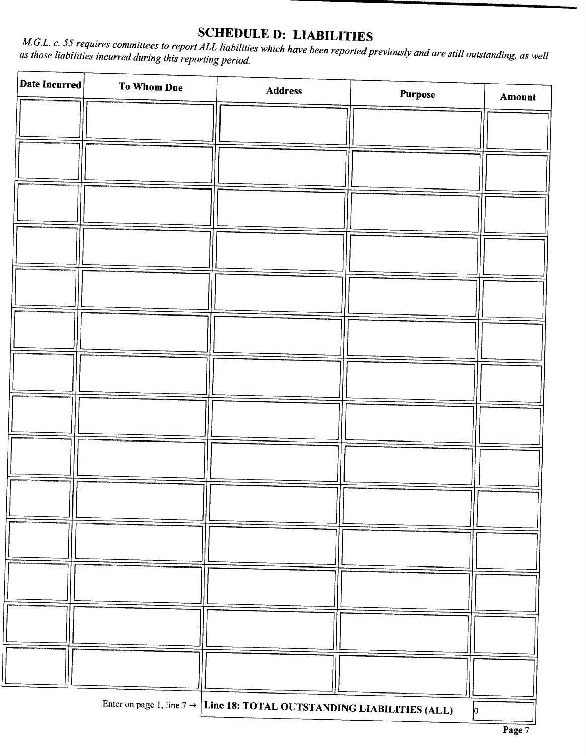## SCHEDULE D: LIABILITIES

*M.G.L. c. 55 requires committees to report ALL liabilities which have been reported previously and are still outstanding, as well as those liabilities incurred during this reporting period.*

| Date Incurred | To Whom Due | Address | Purpose | Amount |
|---|---|---|---|---|
| | | | | |
| | | | | |
| | | | | |
| | | | | |
| | | | | |
| | | | | |
| | | | | |
| | | | | |
| | | | | |
| | | | | |
| | | | | |
| | | | | |
| | | | | |
| | | | | |

Enter on page 1, line 7 → **Line 18: TOTAL OUTSTANDING LIABILITIES (ALL)** 0